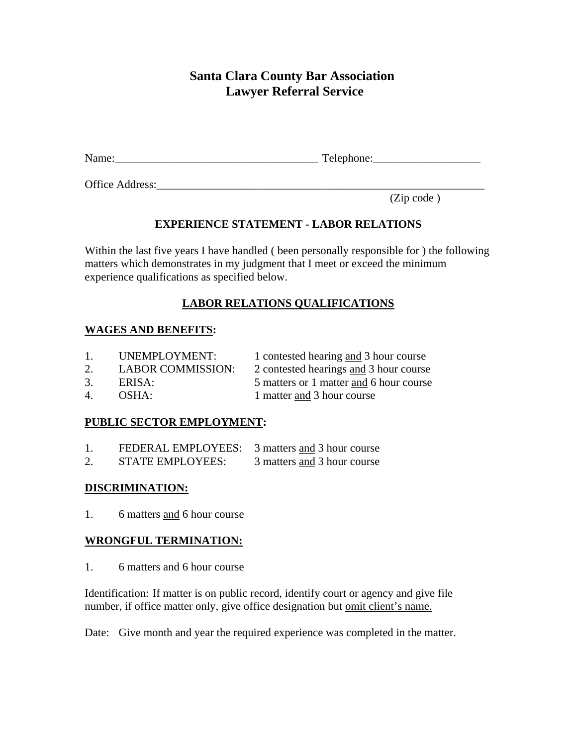# Santa Clara County Bar Association
# Lawyer Referral Service

Name:____________________________________ Telephone:___________________

Office Address:____________________________________________________________
(Zip code )

## EXPERIENCE STATEMENT - LABOR RELATIONS

Within the last five years I have handled ( been personally responsible for ) the following matters which demonstrates in my judgment that I meet or exceed the minimum experience qualifications as specified below.

## LABOR RELATIONS QUALIFICATIONS

**WAGES AND BENEFITS:**

1. UNEMPLOYMENT: 1 contested hearing and 3 hour course
2. LABOR COMMISSION: 2 contested hearings and 3 hour course
3. ERISA: 5 matters or 1 matter and 6 hour course
4. OSHA: 1 matter and 3 hour course

**PUBLIC SECTOR EMPLOYMENT:**

1. FEDERAL EMPLOYEES: 3 matters and 3 hour course
2. STATE EMPLOYEES: 3 matters and 3 hour course

**DISCRIMINATION:**

1. 6 matters and 6 hour course

**WRONGFUL TERMINATION:**

1. 6 matters and 6 hour course

Identification: If matter is on public record, identify court or agency and give file number, if office matter only, give office designation but omit client's name.

Date: Give month and year the required experience was completed in the matter.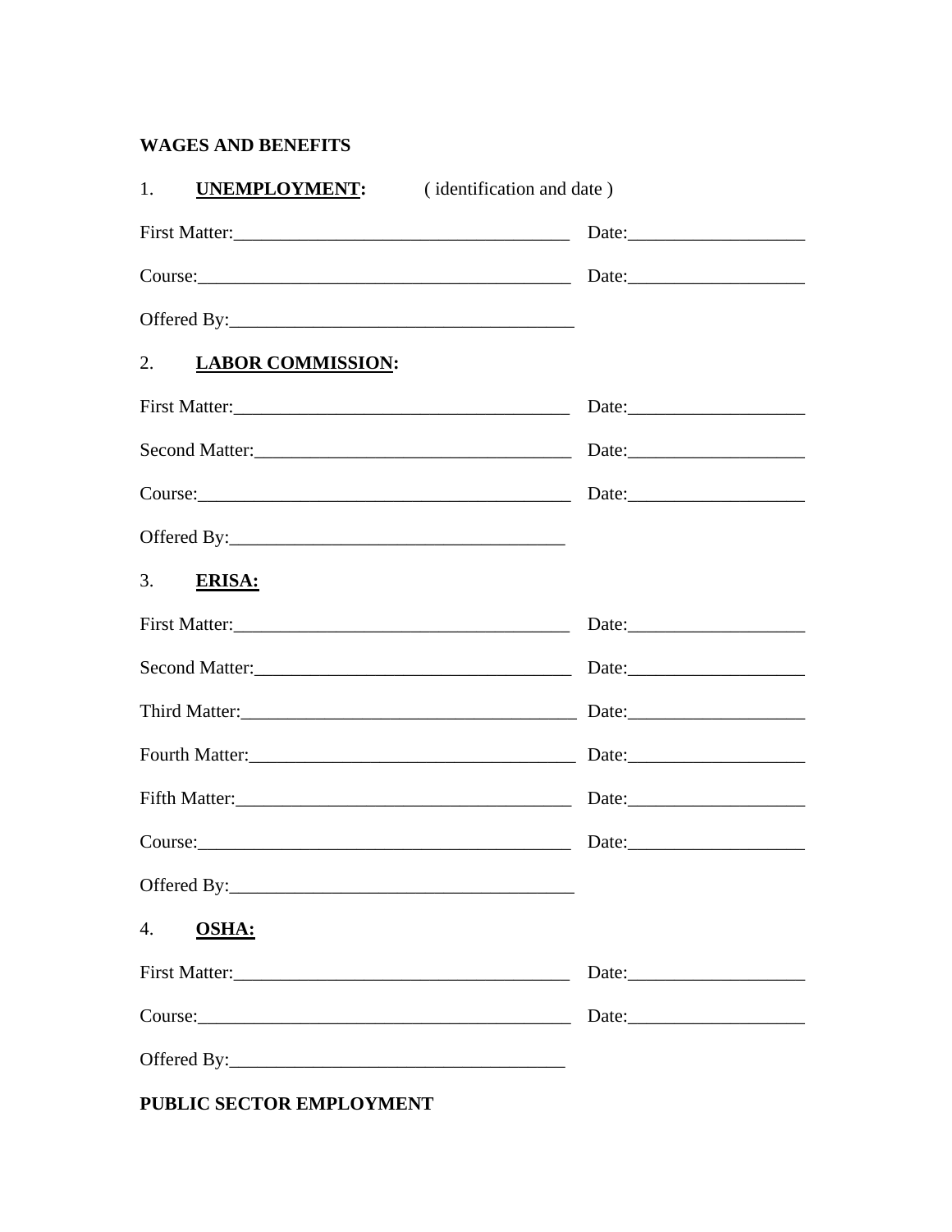**WAGES AND BENEFITS**

1. **UNEMPLOYMENT:** ( identification and date )

First Matter:\_\_\_\_\_\_\_\_\_\_\_\_\_\_\_\_\_\_\_\_\_\_\_\_\_\_\_\_\_\_\_\_\_\_\_\_ Date:\_\_\_\_\_\_\_\_\_\_\_\_\_\_\_\_\_\_\_

Course:\_\_\_\_\_\_\_\_\_\_\_\_\_\_\_\_\_\_\_\_\_\_\_\_\_\_\_\_\_\_\_\_\_\_\_\_\_\_\_\_ Date:\_\_\_\_\_\_\_\_\_\_\_\_\_\_\_\_\_\_\_

Offered By:\_\_\_\_\_\_\_\_\_\_\_\_\_\_\_\_\_\_\_\_\_\_\_\_\_\_\_\_\_\_\_\_\_\_\_\_\_\_

2. **LABOR COMMISSION:**

First Matter:\_\_\_\_\_\_\_\_\_\_\_\_\_\_\_\_\_\_\_\_\_\_\_\_\_\_\_\_\_\_\_\_\_\_\_\_ Date:\_\_\_\_\_\_\_\_\_\_\_\_\_\_\_\_\_\_\_

Second Matter:\_\_\_\_\_\_\_\_\_\_\_\_\_\_\_\_\_\_\_\_\_\_\_\_\_\_\_\_\_\_\_\_\_\_ Date:\_\_\_\_\_\_\_\_\_\_\_\_\_\_\_\_\_\_\_

Course:\_\_\_\_\_\_\_\_\_\_\_\_\_\_\_\_\_\_\_\_\_\_\_\_\_\_\_\_\_\_\_\_\_\_\_\_\_\_\_\_ Date:\_\_\_\_\_\_\_\_\_\_\_\_\_\_\_\_\_\_\_

Offered By:\_\_\_\_\_\_\_\_\_\_\_\_\_\_\_\_\_\_\_\_\_\_\_\_\_\_\_\_\_\_\_\_\_\_\_\_\_

3. **ERISA:**

First Matter:\_\_\_\_\_\_\_\_\_\_\_\_\_\_\_\_\_\_\_\_\_\_\_\_\_\_\_\_\_\_\_\_\_\_\_\_ Date:\_\_\_\_\_\_\_\_\_\_\_\_\_\_\_\_\_\_\_

Second Matter:\_\_\_\_\_\_\_\_\_\_\_\_\_\_\_\_\_\_\_\_\_\_\_\_\_\_\_\_\_\_\_\_\_\_ Date:\_\_\_\_\_\_\_\_\_\_\_\_\_\_\_\_\_\_\_

Third Matter:\_\_\_\_\_\_\_\_\_\_\_\_\_\_\_\_\_\_\_\_\_\_\_\_\_\_\_\_\_\_\_\_\_\_\_\_ Date:\_\_\_\_\_\_\_\_\_\_\_\_\_\_\_\_\_\_\_

Fourth Matter:\_\_\_\_\_\_\_\_\_\_\_\_\_\_\_\_\_\_\_\_\_\_\_\_\_\_\_\_\_\_\_\_\_\_\_ Date:\_\_\_\_\_\_\_\_\_\_\_\_\_\_\_\_\_\_\_

Fifth Matter:\_\_\_\_\_\_\_\_\_\_\_\_\_\_\_\_\_\_\_\_\_\_\_\_\_\_\_\_\_\_\_\_\_\_\_\_ Date:\_\_\_\_\_\_\_\_\_\_\_\_\_\_\_\_\_\_\_

Course:\_\_\_\_\_\_\_\_\_\_\_\_\_\_\_\_\_\_\_\_\_\_\_\_\_\_\_\_\_\_\_\_\_\_\_\_\_\_\_\_ Date:\_\_\_\_\_\_\_\_\_\_\_\_\_\_\_\_\_\_\_

Offered By:\_\_\_\_\_\_\_\_\_\_\_\_\_\_\_\_\_\_\_\_\_\_\_\_\_\_\_\_\_\_\_\_\_\_\_\_\_\_

4. **OSHA:**

First Matter:\_\_\_\_\_\_\_\_\_\_\_\_\_\_\_\_\_\_\_\_\_\_\_\_\_\_\_\_\_\_\_\_\_\_\_\_ Date:\_\_\_\_\_\_\_\_\_\_\_\_\_\_\_\_\_\_\_

Course:\_\_\_\_\_\_\_\_\_\_\_\_\_\_\_\_\_\_\_\_\_\_\_\_\_\_\_\_\_\_\_\_\_\_\_\_\_\_\_\_ Date:\_\_\_\_\_\_\_\_\_\_\_\_\_\_\_\_\_\_\_

Offered By:\_\_\_\_\_\_\_\_\_\_\_\_\_\_\_\_\_\_\_\_\_\_\_\_\_\_\_\_\_\_\_\_\_\_\_\_\_

**PUBLIC SECTOR EMPLOYMENT**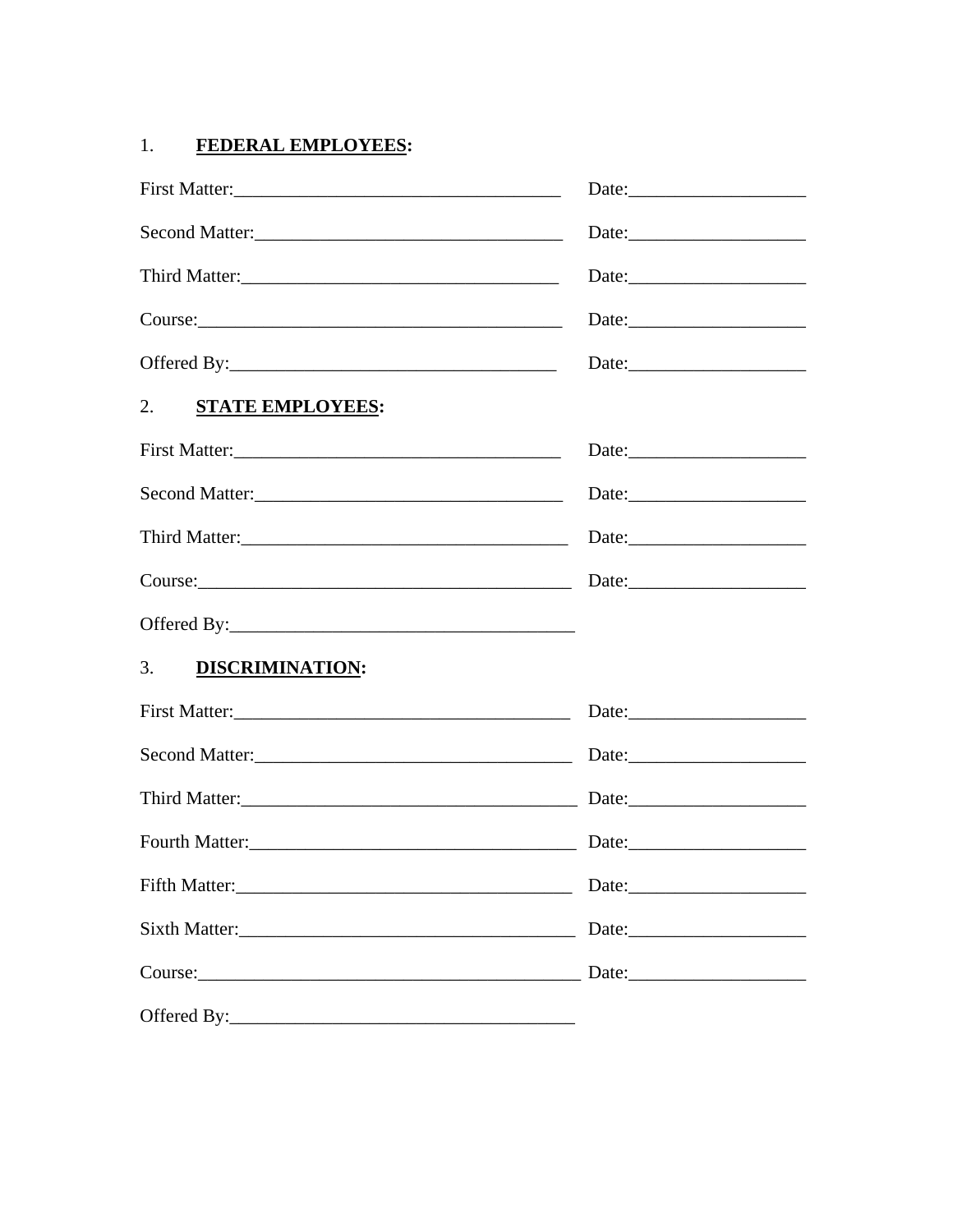1. **FEDERAL EMPLOYEES:**

First Matter:___________________________________ Date:___________________

Second Matter:_________________________________ Date:___________________

Third Matter:__________________________________ Date:___________________

Course:_______________________________________ Date:___________________

Offered By:____________________________________ Date:___________________

2. **STATE EMPLOYEES:**

First Matter:___________________________________ Date:___________________

Second Matter:_________________________________ Date:___________________

Third Matter:___________________________________ Date:___________________

Course:_________________________________________ Date:___________________

Offered By:_____________________________________

3. **DISCRIMINATION:**

First Matter:____________________________________ Date:___________________

Second Matter:__________________________________ Date:___________________

Third Matter:____________________________________ Date:___________________

Fourth Matter:___________________________________ Date:___________________

Fifth Matter:____________________________________ Date:___________________

Sixth Matter:____________________________________ Date:___________________

Course:__________________________________________ Date:___________________

Offered By:_____________________________________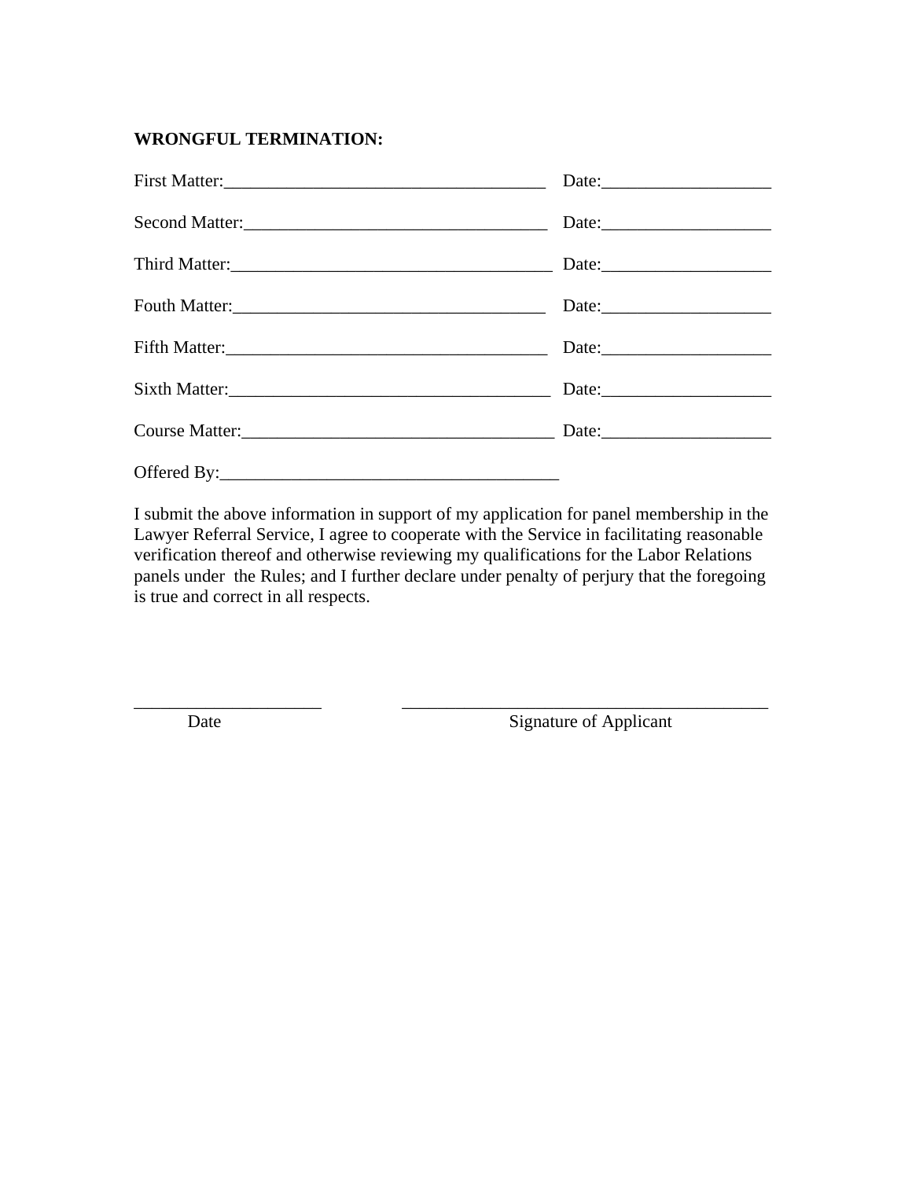**WRONGFUL TERMINATION:**

First Matter:____________________________________ Date:__________________

Second Matter:__________________________________ Date:__________________

Third Matter:____________________________________ Date:__________________

Fouth Matter:___________________________________ Date:__________________

Fifth Matter:____________________________________ Date:__________________

Sixth Matter:____________________________________ Date:__________________

Course Matter:__________________________________ Date:__________________

Offered By:______________________________________

I submit the above information in support of my application for panel membership in the Lawyer Referral Service, I agree to cooperate with the Service in facilitating reasonable verification thereof and otherwise reviewing my qualifications for the Labor Relations panels under the Rules; and I further declare under penalty of perjury that the foregoing is true and correct in all respects.

_____________________ _________________________________________

Date Signature of Applicant